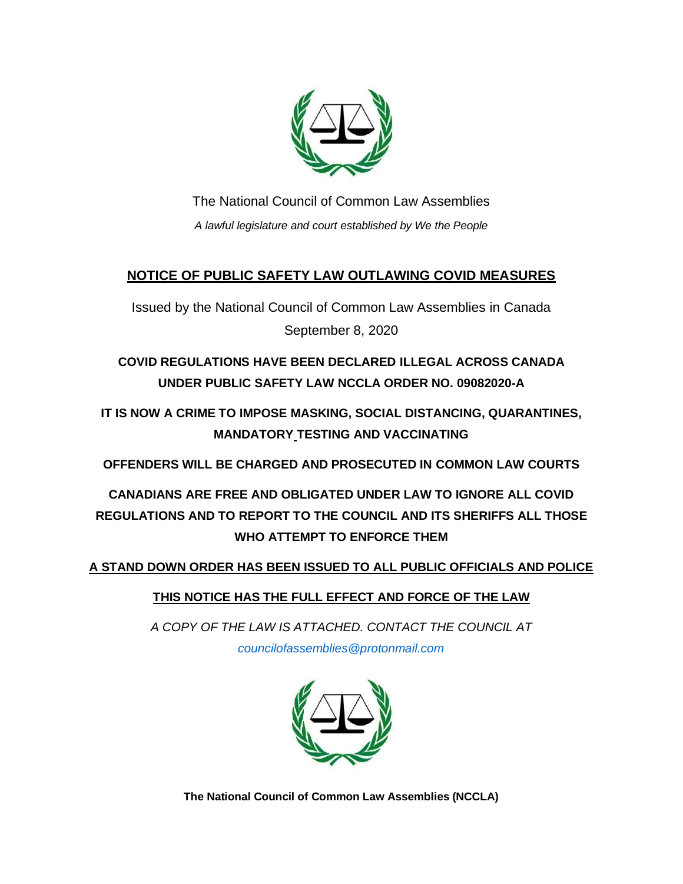The National Council of Common Law Assemblies

*A lawful legislature and court established by We the People*

## NOTICE OF PUBLIC SAFETY LAW OUTLAWING COVID MEASURES

Issued by the National Council of Common Law Assemblies in Canada

September 8, 2020

**COVID REGULATIONS HAVE BEEN DECLARED ILLEGAL ACROSS CANADA UNDER PUBLIC SAFETY LAW NCCLA ORDER NO. 09082020-A**

**IT IS NOW A CRIME TO IMPOSE MASKING, SOCIAL DISTANCING, QUARANTINES, MANDATORY TESTING AND VACCINATING**

**OFFENDERS WILL BE CHARGED AND PROSECUTED IN COMMON LAW COURTS**

**CANADIANS ARE FREE AND OBLIGATED UNDER LAW TO IGNORE ALL COVID REGULATIONS AND TO REPORT TO THE COUNCIL AND ITS SHERIFFS ALL THOSE WHO ATTEMPT TO ENFORCE THEM**

**A STAND DOWN ORDER HAS BEEN ISSUED TO ALL PUBLIC OFFICIALS AND POLICE**

**THIS NOTICE HAS THE FULL EFFECT AND FORCE OF THE LAW**

*A COPY OF THE LAW IS ATTACHED. CONTACT THE COUNCIL AT councilofassemblies@protonmail.com*

**The National Council of Common Law Assemblies (NCCLA)**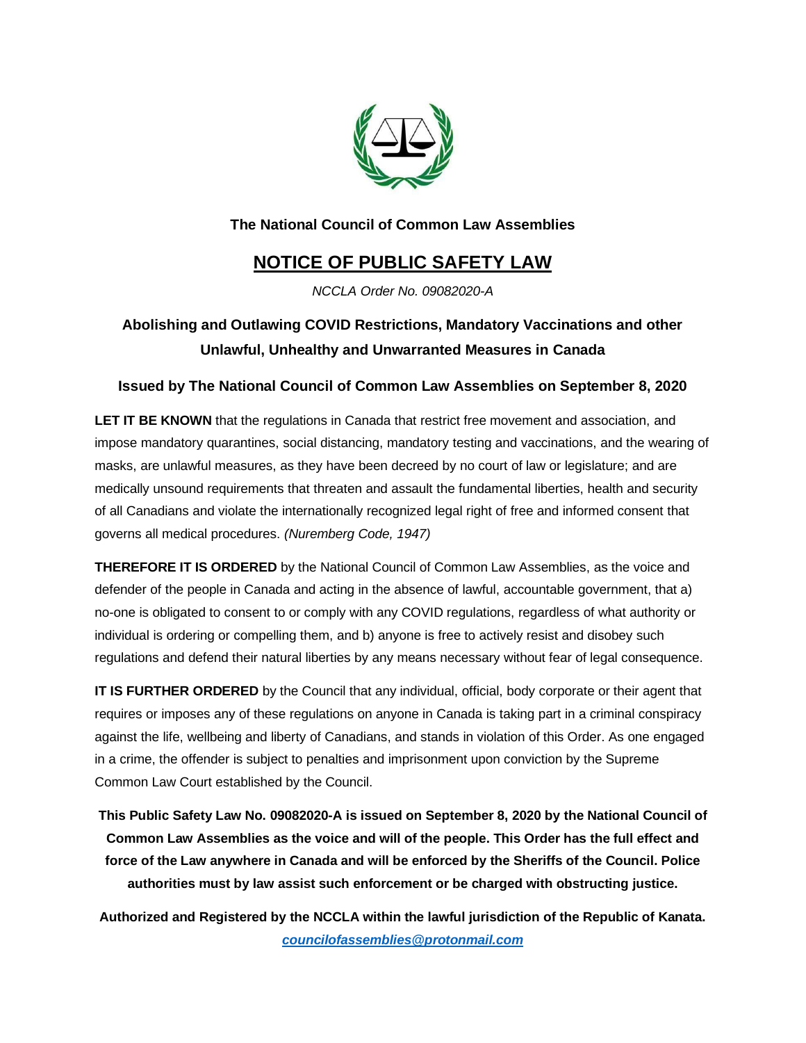**The National Council of Common Law Assemblies**

# NOTICE OF PUBLIC SAFETY LAW

*NCCLA Order No. 09082020-A*

## Abolishing and Outlawing COVID Restrictions, Mandatory Vaccinations and other Unlawful, Unhealthy and Unwarranted Measures in Canada

### Issued by The National Council of Common Law Assemblies on September 8, 2020

**LET IT BE KNOWN** that the regulations in Canada that restrict free movement and association, and impose mandatory quarantines, social distancing, mandatory testing and vaccinations, and the wearing of masks, are unlawful measures, as they have been decreed by no court of law or legislature; and are medically unsound requirements that threaten and assault the fundamental liberties, health and security of all Canadians and violate the internationally recognized legal right of free and informed consent that governs all medical procedures. *(Nuremberg Code, 1947)*

**THEREFORE IT IS ORDERED** by the National Council of Common Law Assemblies, as the voice and defender of the people in Canada and acting in the absence of lawful, accountable government, that a) no-one is obligated to consent to or comply with any COVID regulations, regardless of what authority or individual is ordering or compelling them, and b) anyone is free to actively resist and disobey such regulations and defend their natural liberties by any means necessary without fear of legal consequence.

**IT IS FURTHER ORDERED** by the Council that any individual, official, body corporate or their agent that requires or imposes any of these regulations on anyone in Canada is taking part in a criminal conspiracy against the life, wellbeing and liberty of Canadians, and stands in violation of this Order. As one engaged in a crime, the offender is subject to penalties and imprisonment upon conviction by the Supreme Common Law Court established by the Council.

**This Public Safety Law No. 09082020-A is issued on September 8, 2020 by the National Council of Common Law Assemblies as the voice and will of the people. This Order has the full effect and force of the Law anywhere in Canada and will be enforced by the Sheriffs of the Council. Police authorities must by law assist such enforcement or be charged with obstructing justice.**

**Authorized and Registered by the NCCLA within the lawful jurisdiction of the Republic of Kanata.**

*councilofassemblies@protonmail.com*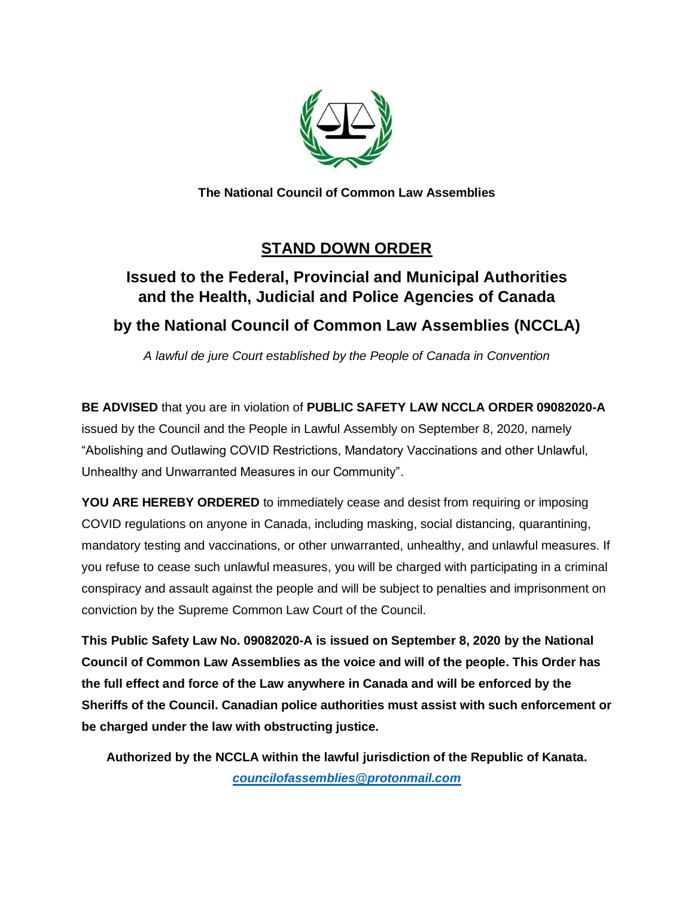**The National Council of Common Law Assemblies**

# STAND DOWN ORDER

## Issued to the Federal, Provincial and Municipal Authorities and the Health, Judicial and Police Agencies of Canada

## by the National Council of Common Law Assemblies (NCCLA)

*A lawful de jure Court established by the People of Canada in Convention*

**BE ADVISED** that you are in violation of **PUBLIC SAFETY LAW NCCLA ORDER 09082020-A** issued by the Council and the People in Lawful Assembly on September 8, 2020, namely "Abolishing and Outlawing COVID Restrictions, Mandatory Vaccinations and other Unlawful, Unhealthy and Unwarranted Measures in our Community".

**YOU ARE HEREBY ORDERED** to immediately cease and desist from requiring or imposing COVID regulations on anyone in Canada, including masking, social distancing, quarantining, mandatory testing and vaccinations, or other unwarranted, unhealthy, and unlawful measures. If you refuse to cease such unlawful measures, you will be charged with participating in a criminal conspiracy and assault against the people and will be subject to penalties and imprisonment on conviction by the Supreme Common Law Court of the Council.

**This Public Safety Law No. 09082020-A is issued on September 8, 2020 by the National Council of Common Law Assemblies as the voice and will of the people. This Order has the full effect and force of the Law anywhere in Canada and will be enforced by the Sheriffs of the Council. Canadian police authorities must assist with such enforcement or be charged under the law with obstructing justice.**

**Authorized by the NCCLA within the lawful jurisdiction of the Republic of Kanata.**
***councilofassemblies@protonmail.com***